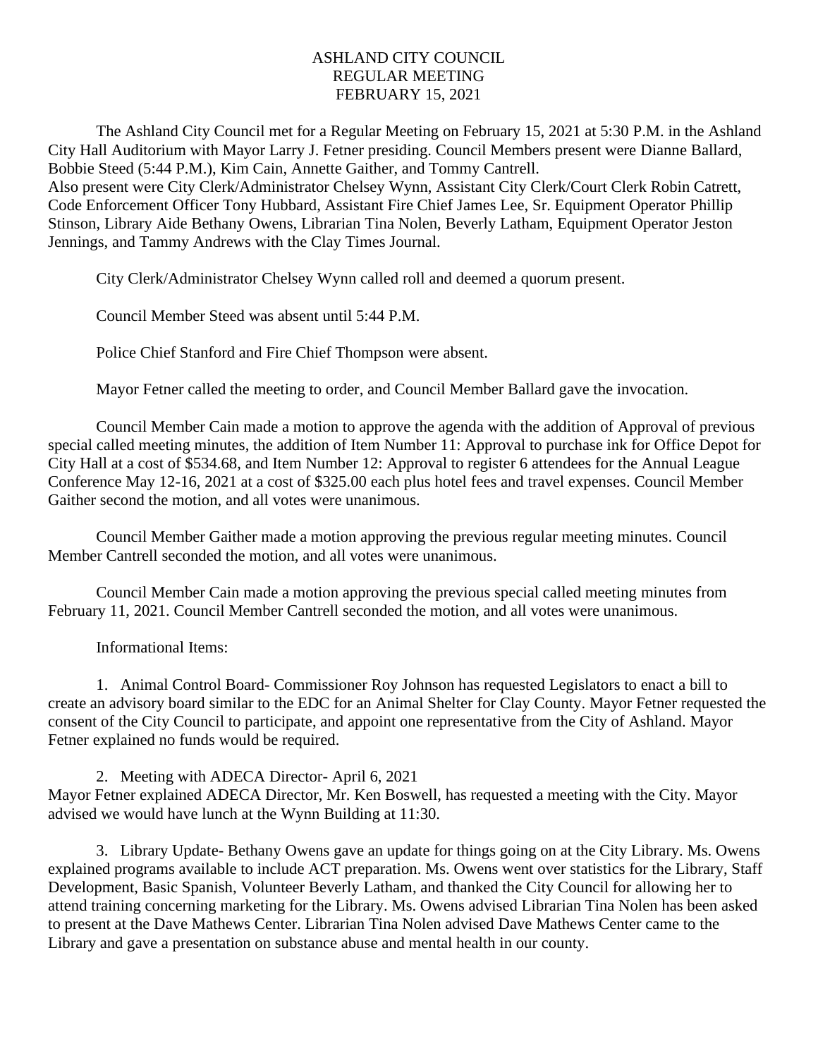# ASHLAND CITY COUNCIL
## REGULAR MEETING
## FEBRUARY 15, 2021

The Ashland City Council met for a Regular Meeting on February 15, 2021 at 5:30 P.M. in the Ashland City Hall Auditorium with Mayor Larry J. Fetner presiding. Council Members present were Dianne Ballard, Bobbie Steed (5:44 P.M.), Kim Cain, Annette Gaither, and Tommy Cantrell.
Also present were City Clerk/Administrator Chelsey Wynn, Assistant City Clerk/Court Clerk Robin Catrett, Code Enforcement Officer Tony Hubbard, Assistant Fire Chief James Lee, Sr. Equipment Operator Phillip Stinson, Library Aide Bethany Owens, Librarian Tina Nolen, Beverly Latham, Equipment Operator Jeston Jennings, and Tammy Andrews with the Clay Times Journal.

City Clerk/Administrator Chelsey Wynn called roll and deemed a quorum present.

Council Member Steed was absent until 5:44 P.M.

Police Chief Stanford and Fire Chief Thompson were absent.

Mayor Fetner called the meeting to order, and Council Member Ballard gave the invocation.

Council Member Cain made a motion to approve the agenda with the addition of Approval of previous special called meeting minutes, the addition of Item Number 11: Approval to purchase ink for Office Depot for City Hall at a cost of $534.68, and Item Number 12: Approval to register 6 attendees for the Annual League Conference May 12-16, 2021 at a cost of $325.00 each plus hotel fees and travel expenses. Council Member Gaither second the motion, and all votes were unanimous.

Council Member Gaither made a motion approving the previous regular meeting minutes. Council Member Cantrell seconded the motion, and all votes were unanimous.

Council Member Cain made a motion approving the previous special called meeting minutes from February 11, 2021. Council Member Cantrell seconded the motion, and all votes were unanimous.

Informational Items:

1. Animal Control Board- Commissioner Roy Johnson has requested Legislators to enact a bill to create an advisory board similar to the EDC for an Animal Shelter for Clay County. Mayor Fetner requested the consent of the City Council to participate, and appoint one representative from the City of Ashland. Mayor Fetner explained no funds would be required.

2. Meeting with ADECA Director- April 6, 2021
Mayor Fetner explained ADECA Director, Mr. Ken Boswell, has requested a meeting with the City. Mayor advised we would have lunch at the Wynn Building at 11:30.

3. Library Update- Bethany Owens gave an update for things going on at the City Library. Ms. Owens explained programs available to include ACT preparation. Ms. Owens went over statistics for the Library, Staff Development, Basic Spanish, Volunteer Beverly Latham, and thanked the City Council for allowing her to attend training concerning marketing for the Library. Ms. Owens advised Librarian Tina Nolen has been asked to present at the Dave Mathews Center. Librarian Tina Nolen advised Dave Mathews Center came to the Library and gave a presentation on substance abuse and mental health in our county.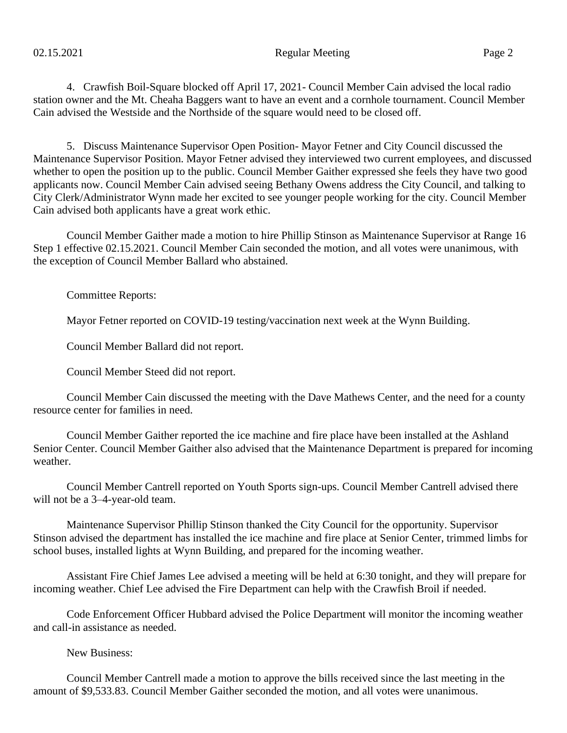4. Crawfish Boil-Square blocked off April 17, 2021- Council Member Cain advised the local radio station owner and the Mt. Cheaha Baggers want to have an event and a cornhole tournament. Council Member Cain advised the Westside and the Northside of the square would need to be closed off.

5. Discuss Maintenance Supervisor Open Position- Mayor Fetner and City Council discussed the Maintenance Supervisor Position. Mayor Fetner advised they interviewed two current employees, and discussed whether to open the position up to the public. Council Member Gaither expressed she feels they have two good applicants now. Council Member Cain advised seeing Bethany Owens address the City Council, and talking to City Clerk/Administrator Wynn made her excited to see younger people working for the city. Council Member Cain advised both applicants have a great work ethic.

Council Member Gaither made a motion to hire Phillip Stinson as Maintenance Supervisor at Range 16 Step 1 effective 02.15.2021. Council Member Cain seconded the motion, and all votes were unanimous, with the exception of Council Member Ballard who abstained.

Committee Reports:

Mayor Fetner reported on COVID-19 testing/vaccination next week at the Wynn Building.

Council Member Ballard did not report.

Council Member Steed did not report.

Council Member Cain discussed the meeting with the Dave Mathews Center, and the need for a county resource center for families in need.

Council Member Gaither reported the ice machine and fire place have been installed at the Ashland Senior Center. Council Member Gaither also advised that the Maintenance Department is prepared for incoming weather.

Council Member Cantrell reported on Youth Sports sign-ups. Council Member Cantrell advised there will not be a 3–4-year-old team.

Maintenance Supervisor Phillip Stinson thanked the City Council for the opportunity. Supervisor Stinson advised the department has installed the ice machine and fire place at Senior Center, trimmed limbs for school buses, installed lights at Wynn Building, and prepared for the incoming weather.

Assistant Fire Chief James Lee advised a meeting will be held at 6:30 tonight, and they will prepare for incoming weather. Chief Lee advised the Fire Department can help with the Crawfish Broil if needed.

Code Enforcement Officer Hubbard advised the Police Department will monitor the incoming weather and call-in assistance as needed.

New Business:

Council Member Cantrell made a motion to approve the bills received since the last meeting in the amount of $9,533.83. Council Member Gaither seconded the motion, and all votes were unanimous.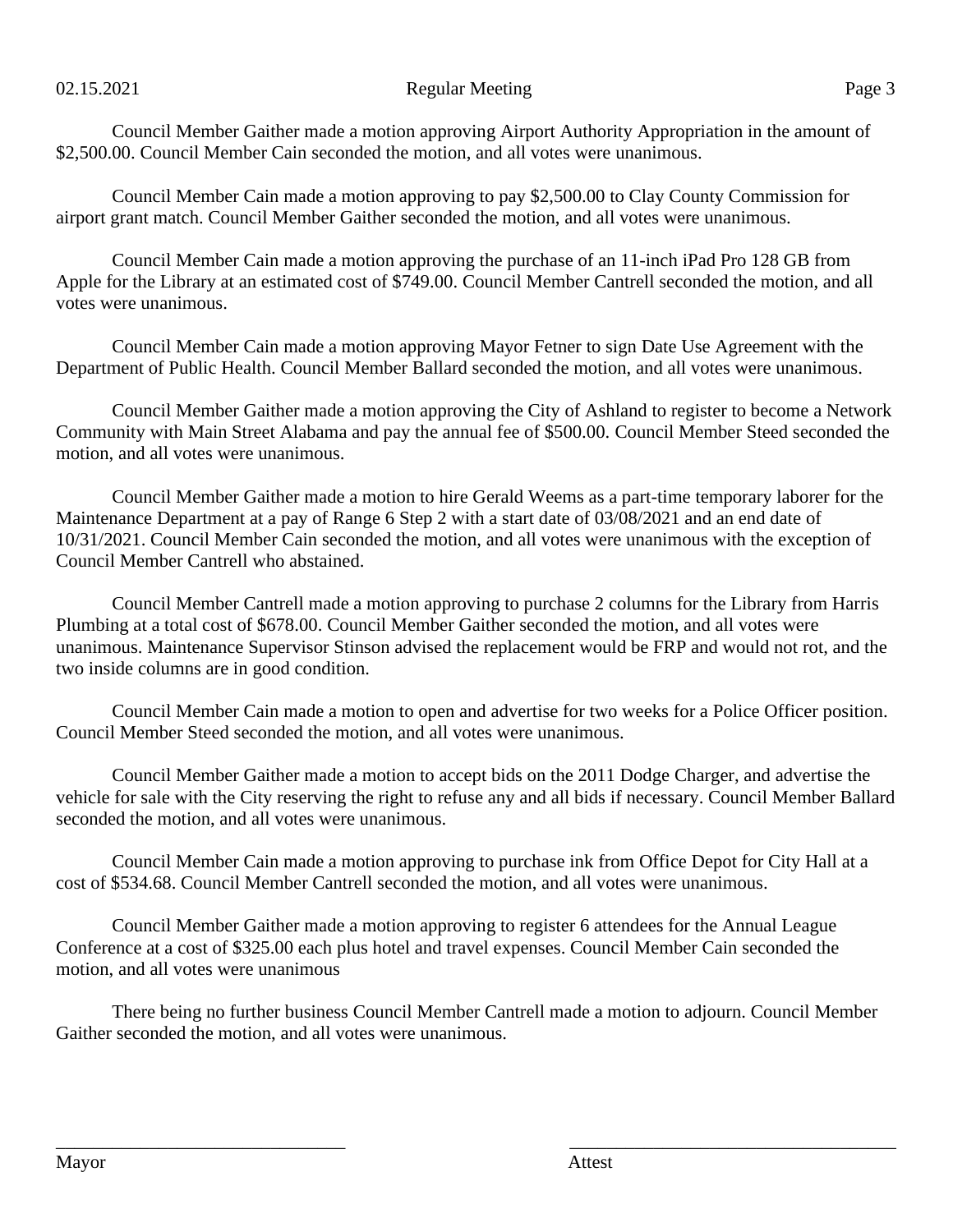Council Member Gaither made a motion approving Airport Authority Appropriation in the amount of $2,500.00. Council Member Cain seconded the motion, and all votes were unanimous.

Council Member Cain made a motion approving to pay $2,500.00 to Clay County Commission for airport grant match. Council Member Gaither seconded the motion, and all votes were unanimous.

Council Member Cain made a motion approving the purchase of an 11-inch iPad Pro 128 GB from Apple for the Library at an estimated cost of $749.00. Council Member Cantrell seconded the motion, and all votes were unanimous.

Council Member Cain made a motion approving Mayor Fetner to sign Date Use Agreement with the Department of Public Health. Council Member Ballard seconded the motion, and all votes were unanimous.

Council Member Gaither made a motion approving the City of Ashland to register to become a Network Community with Main Street Alabama and pay the annual fee of $500.00. Council Member Steed seconded the motion, and all votes were unanimous.

Council Member Gaither made a motion to hire Gerald Weems as a part-time temporary laborer for the Maintenance Department at a pay of Range 6 Step 2 with a start date of 03/08/2021 and an end date of 10/31/2021. Council Member Cain seconded the motion, and all votes were unanimous with the exception of Council Member Cantrell who abstained.

Council Member Cantrell made a motion approving to purchase 2 columns for the Library from Harris Plumbing at a total cost of $678.00. Council Member Gaither seconded the motion, and all votes were unanimous. Maintenance Supervisor Stinson advised the replacement would be FRP and would not rot, and the two inside columns are in good condition.

Council Member Cain made a motion to open and advertise for two weeks for a Police Officer position. Council Member Steed seconded the motion, and all votes were unanimous.

Council Member Gaither made a motion to accept bids on the 2011 Dodge Charger, and advertise the vehicle for sale with the City reserving the right to refuse any and all bids if necessary. Council Member Ballard seconded the motion, and all votes were unanimous.

Council Member Cain made a motion approving to purchase ink from Office Depot for City Hall at a cost of $534.68. Council Member Cantrell seconded the motion, and all votes were unanimous.

Council Member Gaither made a motion approving to register 6 attendees for the Annual League Conference at a cost of $325.00 each plus hotel and travel expenses. Council Member Cain seconded the motion, and all votes were unanimous

There being no further business Council Member Cantrell made a motion to adjourn. Council Member Gaither seconded the motion, and all votes were unanimous.

\_\_\_\_\_\_\_\_\_\_\_\_\_\_\_\_\_\_\_\_\_\_\_\_\_\_\_\_\_\_ 
Mayor

\_\_\_\_\_\_\_\_\_\_\_\_\_\_\_\_\_\_\_\_\_\_\_\_\_\_\_\_\_\_ 
Attest